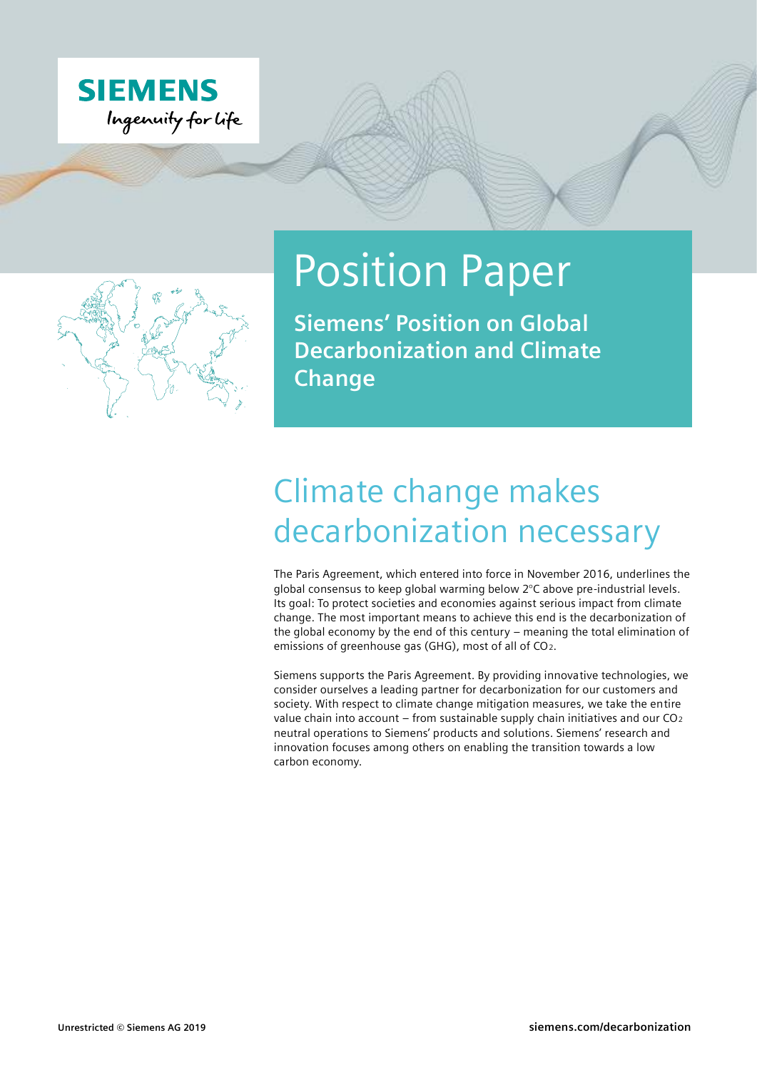# Position Paper

**Siemens' Position on Global Decarbonization and Climate Change**

## Climate change makes decarbonization necessary

The Paris Agreement, which entered into force in November 2016, underlines the global consensus to keep global warming below 2°C above pre-industrial levels. Its goal: To protect societies and economies against serious impact from climate change. The most important means to achieve this end is the decarbonization of the global economy by the end of this century – meaning the total elimination of emissions of greenhouse gas (GHG), most of all of $CO_2$.

Siemens supports the Paris Agreement. By providing innovative technologies, we consider ourselves a leading partner for decarbonization for our customers and society. With respect to climate change mitigation measures, we take the entire value chain into account – from sustainable supply chain initiatives and our $CO_2$ neutral operations to Siemens' products and solutions. Siemens' research and innovation focuses among others on enabling the transition towards a low carbon economy.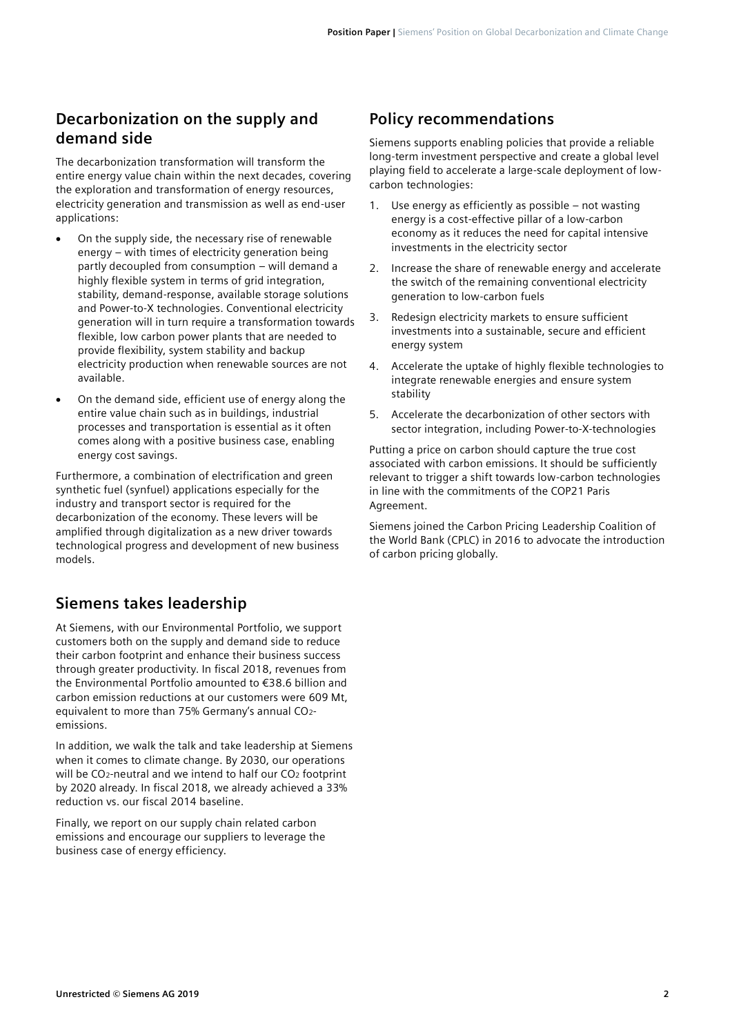## Decarbonization on the supply and demand side

The decarbonization transformation will transform the entire energy value chain within the next decades, covering the exploration and transformation of energy resources, electricity generation and transmission as well as end-user applications:

- On the supply side, the necessary rise of renewable energy – with times of electricity generation being partly decoupled from consumption – will demand a highly flexible system in terms of grid integration, stability, demand-response, available storage solutions and Power-to-X technologies. Conventional electricity generation will in turn require a transformation towards flexible, low carbon power plants that are needed to provide flexibility, system stability and backup electricity production when renewable sources are not available.
- On the demand side, efficient use of energy along the entire value chain such as in buildings, industrial processes and transportation is essential as it often comes along with a positive business case, enabling energy cost savings.

Furthermore, a combination of electrification and green synthetic fuel (synfuel) applications especially for the industry and transport sector is required for the decarbonization of the economy. These levers will be amplified through digitalization as a new driver towards technological progress and development of new business models.

## Siemens takes leadership

At Siemens, with our Environmental Portfolio, we support customers both on the supply and demand side to reduce their carbon footprint and enhance their business success through greater productivity. In fiscal 2018, revenues from the Environmental Portfolio amounted to €38.6 billion and carbon emission reductions at our customers were 609 Mt, equivalent to more than 75% Germany's annual $CO_2$-emissions.

In addition, we walk the talk and take leadership at Siemens when it comes to climate change. By 2030, our operations will be $CO_2$-neutral and we intend to half our $CO_2$ footprint by 2020 already. In fiscal 2018, we already achieved a 33% reduction vs. our fiscal 2014 baseline.

Finally, we report on our supply chain related carbon emissions and encourage our suppliers to leverage the business case of energy efficiency.

## Policy recommendations

Siemens supports enabling policies that provide a reliable long-term investment perspective and create a global level playing field to accelerate a large-scale deployment of low-carbon technologies:

1. Use energy as efficiently as possible – not wasting energy is a cost-effective pillar of a low-carbon economy as it reduces the need for capital intensive investments in the electricity sector
2. Increase the share of renewable energy and accelerate the switch of the remaining conventional electricity generation to low-carbon fuels
3. Redesign electricity markets to ensure sufficient investments into a sustainable, secure and efficient energy system
4. Accelerate the uptake of highly flexible technologies to integrate renewable energies and ensure system stability
5. Accelerate the decarbonization of other sectors with sector integration, including Power-to-X-technologies

Putting a price on carbon should capture the true cost associated with carbon emissions. It should be sufficiently relevant to trigger a shift towards low-carbon technologies in line with the commitments of the COP21 Paris Agreement.

Siemens joined the Carbon Pricing Leadership Coalition of the World Bank (CPLC) in 2016 to advocate the introduction of carbon pricing globally.